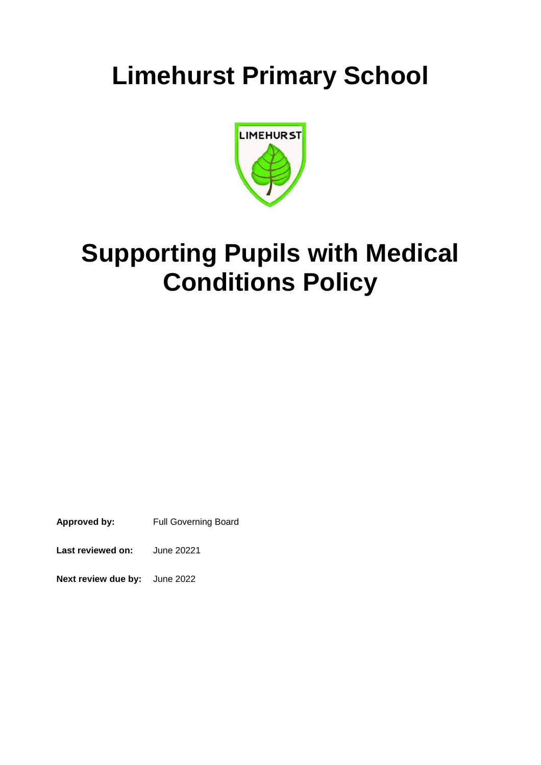# Limehurst Primary School

# Supporting Pupils with Medical Conditions Policy

**Approved by:** Full Governing Board

**Last reviewed on:** June 20221

**Next review due by:** June 2022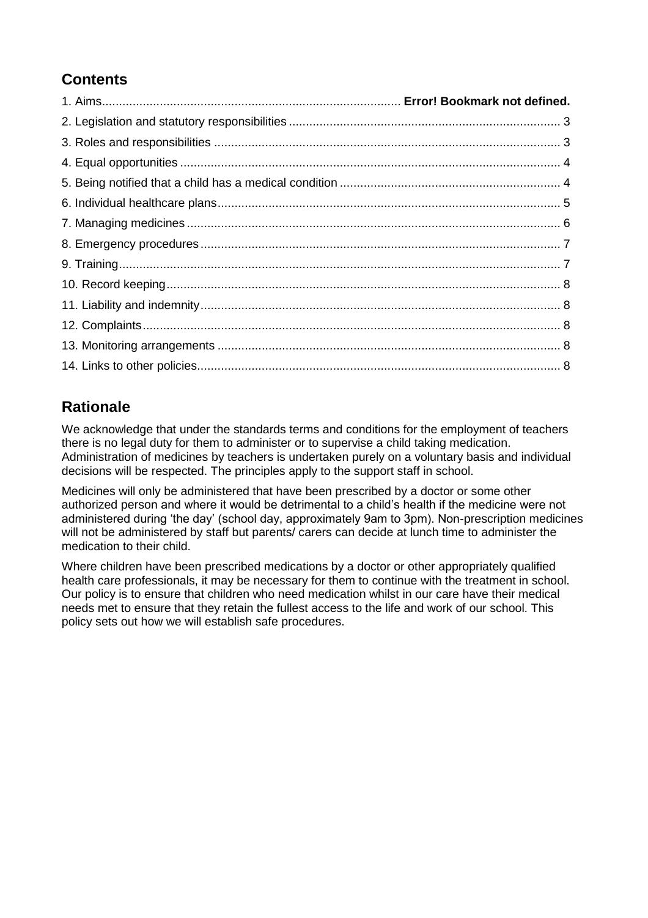## Contents

1. Aims........................................................................................ **Error! Bookmark not defined.**
2. Legislation and statutory responsibilities ................................................................................ 3
3. Roles and responsibilities ...................................................................................................... 3
4. Equal opportunities ................................................................................................................ 4
5. Being notified that a child has a medical condition ................................................................. 4
6. Individual healthcare plans..................................................................................................... 5
7. Managing medicines .............................................................................................................. 6
8. Emergency procedures .......................................................................................................... 7
9. Training.................................................................................................................................. 7
10. Record keeping.................................................................................................................... 8
11. Liability and indemnity.......................................................................................................... 8
12. Complaints........................................................................................................................... 8
13. Monitoring arrangements ..................................................................................................... 8
14. Links to other policies........................................................................................................... 8

## Rationale

We acknowledge that under the standards terms and conditions for the employment of teachers there is no legal duty for them to administer or to supervise a child taking medication. Administration of medicines by teachers is undertaken purely on a voluntary basis and individual decisions will be respected. The principles apply to the support staff in school.

Medicines will only be administered that have been prescribed by a doctor or some other authorized person and where it would be detrimental to a child's health if the medicine were not administered during 'the day' (school day, approximately 9am to 3pm). Non-prescription medicines will not be administered by staff but parents/ carers can decide at lunch time to administer the medication to their child.

Where children have been prescribed medications by a doctor or other appropriately qualified health care professionals, it may be necessary for them to continue with the treatment in school. Our policy is to ensure that children who need medication whilst in our care have their medical needs met to ensure that they retain the fullest access to the life and work of our school. This policy sets out how we will establish safe procedures.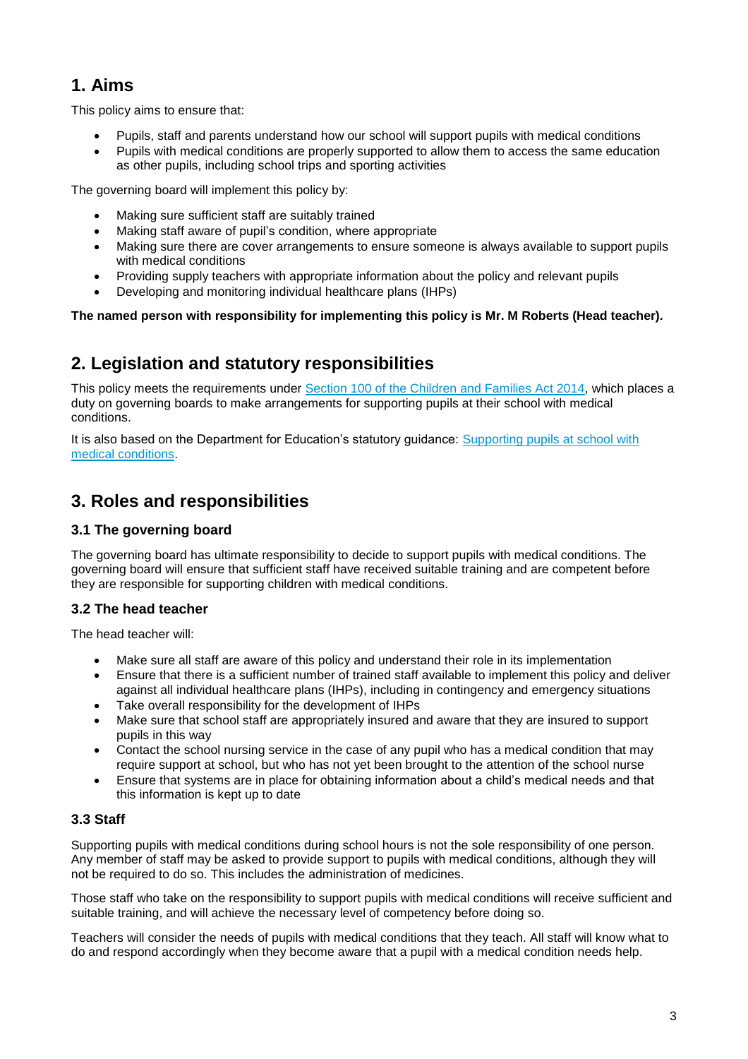## 1. Aims

This policy aims to ensure that:

- Pupils, staff and parents understand how our school will support pupils with medical conditions
- Pupils with medical conditions are properly supported to allow them to access the same education as other pupils, including school trips and sporting activities

The governing board will implement this policy by:

- Making sure sufficient staff are suitably trained
- Making staff aware of pupil's condition, where appropriate
- Making sure there are cover arrangements to ensure someone is always available to support pupils with medical conditions
- Providing supply teachers with appropriate information about the policy and relevant pupils
- Developing and monitoring individual healthcare plans (IHPs)

**The named person with responsibility for implementing this policy is Mr. M Roberts (Head teacher).**

## 2. Legislation and statutory responsibilities

This policy meets the requirements under Section 100 of the Children and Families Act 2014, which places a duty on governing boards to make arrangements for supporting pupils at their school with medical conditions.

It is also based on the Department for Education's statutory guidance: Supporting pupils at school with medical conditions.

## 3. Roles and responsibilities

### 3.1 The governing board

The governing board has ultimate responsibility to decide to support pupils with medical conditions. The governing board will ensure that sufficient staff have received suitable training and are competent before they are responsible for supporting children with medical conditions.

### 3.2 The head teacher

The head teacher will:

- Make sure all staff are aware of this policy and understand their role in its implementation
- Ensure that there is a sufficient number of trained staff available to implement this policy and deliver against all individual healthcare plans (IHPs), including in contingency and emergency situations
- Take overall responsibility for the development of IHPs
- Make sure that school staff are appropriately insured and aware that they are insured to support pupils in this way
- Contact the school nursing service in the case of any pupil who has a medical condition that may require support at school, but who has not yet been brought to the attention of the school nurse
- Ensure that systems are in place for obtaining information about a child's medical needs and that this information is kept up to date

### 3.3 Staff

Supporting pupils with medical conditions during school hours is not the sole responsibility of one person. Any member of staff may be asked to provide support to pupils with medical conditions, although they will not be required to do so. This includes the administration of medicines.

Those staff who take on the responsibility to support pupils with medical conditions will receive sufficient and suitable training, and will achieve the necessary level of competency before doing so.

Teachers will consider the needs of pupils with medical conditions that they teach. All staff will know what to do and respond accordingly when they become aware that a pupil with a medical condition needs help.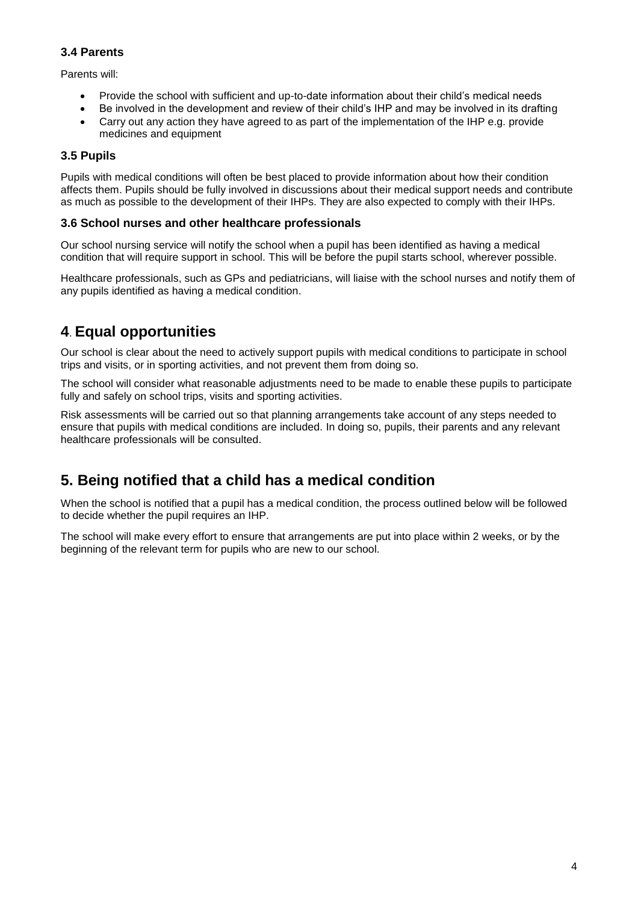### 3.4 Parents

Parents will:

- Provide the school with sufficient and up-to-date information about their child's medical needs
- Be involved in the development and review of their child's IHP and may be involved in its drafting
- Carry out any action they have agreed to as part of the implementation of the IHP e.g. provide medicines and equipment

### 3.5 Pupils

Pupils with medical conditions will often be best placed to provide information about how their condition affects them. Pupils should be fully involved in discussions about their medical support needs and contribute as much as possible to the development of their IHPs. They are also expected to comply with their IHPs.

### 3.6 School nurses and other healthcare professionals

Our school nursing service will notify the school when a pupil has been identified as having a medical condition that will require support in school. This will be before the pupil starts school, wherever possible.

Healthcare professionals, such as GPs and pediatricians, will liaise with the school nurses and notify them of any pupils identified as having a medical condition.

## 4. Equal opportunities

Our school is clear about the need to actively support pupils with medical conditions to participate in school trips and visits, or in sporting activities, and not prevent them from doing so.

The school will consider what reasonable adjustments need to be made to enable these pupils to participate fully and safely on school trips, visits and sporting activities.

Risk assessments will be carried out so that planning arrangements take account of any steps needed to ensure that pupils with medical conditions are included. In doing so, pupils, their parents and any relevant healthcare professionals will be consulted.

## 5. Being notified that a child has a medical condition

When the school is notified that a pupil has a medical condition, the process outlined below will be followed to decide whether the pupil requires an IHP.

The school will make every effort to ensure that arrangements are put into place within 2 weeks, or by the beginning of the relevant term for pupils who are new to our school.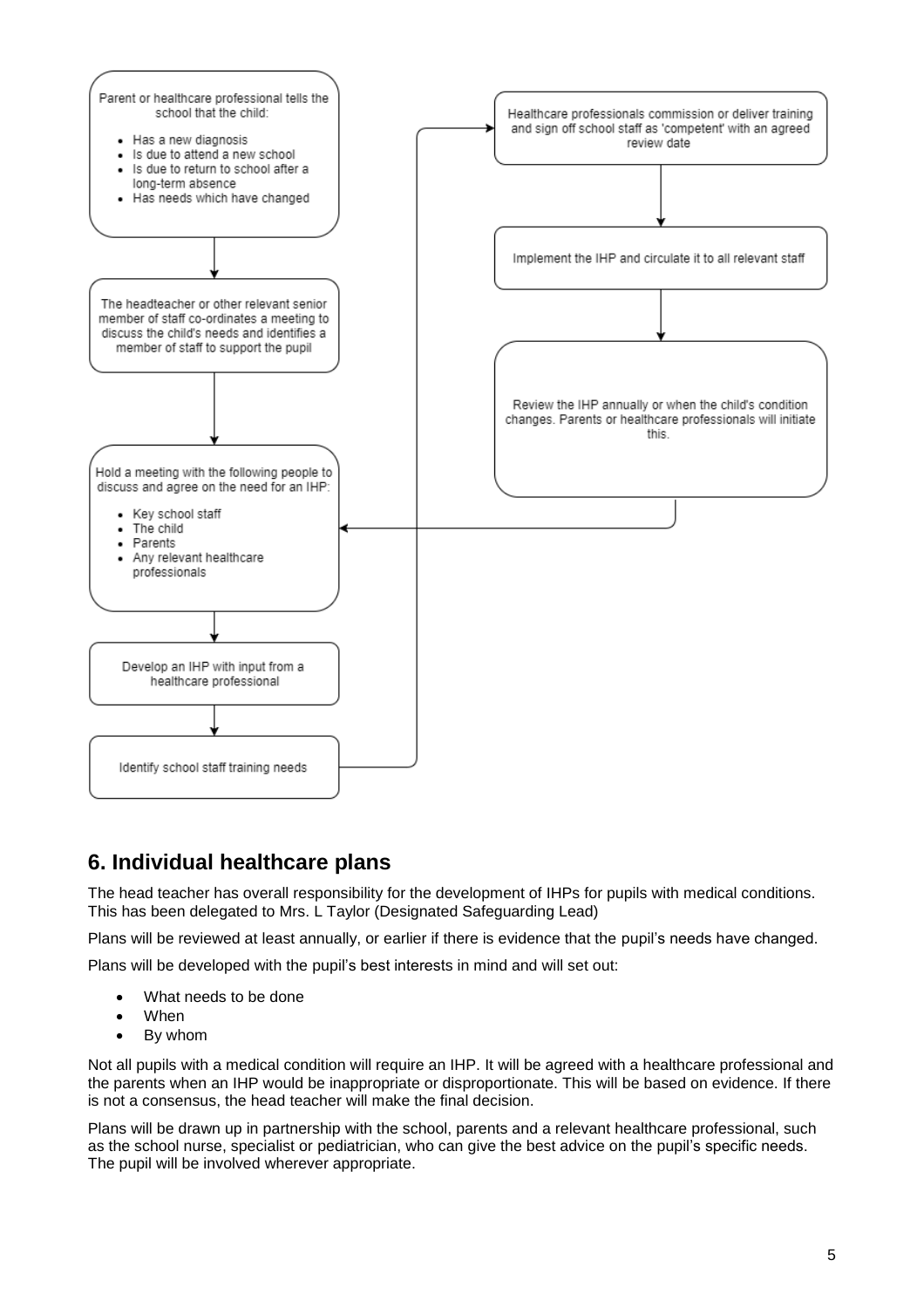Parent or healthcare professional tells the school that the child:

- Has a new diagnosis
- Is due to attend a new school
- Is due to return to school after a long-term absence
- Has needs which have changed

↓

The headteacher or other relevant senior member of staff co-ordinates a meeting to discuss the child's needs and identifies a member of staff to support the pupil

↓

Hold a meeting with the following people to discuss and agree on the need for an IHP:

- Key school staff
- The child
- Parents
- Any relevant healthcare professionals

↓

Develop an IHP with input from a healthcare professional

↓

Identify school staff training needs

↓

Healthcare professionals commission or deliver training and sign off school staff as 'competent' with an agreed review date

↓

Implement the IHP and circulate it to all relevant staff

↓

Review the IHP annually or when the child's condition changes. Parents or healthcare professionals will initiate this.

(returns to: Hold a meeting with the following people to discuss and agree on the need for an IHP)

## 6. Individual healthcare plans

The head teacher has overall responsibility for the development of IHPs for pupils with medical conditions. This has been delegated to Mrs. L Taylor (Designated Safeguarding Lead)

Plans will be reviewed at least annually, or earlier if there is evidence that the pupil's needs have changed.

Plans will be developed with the pupil's best interests in mind and will set out:

- What needs to be done
- When
- By whom

Not all pupils with a medical condition will require an IHP. It will be agreed with a healthcare professional and the parents when an IHP would be inappropriate or disproportionate. This will be based on evidence. If there is not a consensus, the head teacher will make the final decision.

Plans will be drawn up in partnership with the school, parents and a relevant healthcare professional, such as the school nurse, specialist or pediatrician, who can give the best advice on the pupil's specific needs. The pupil will be involved wherever appropriate.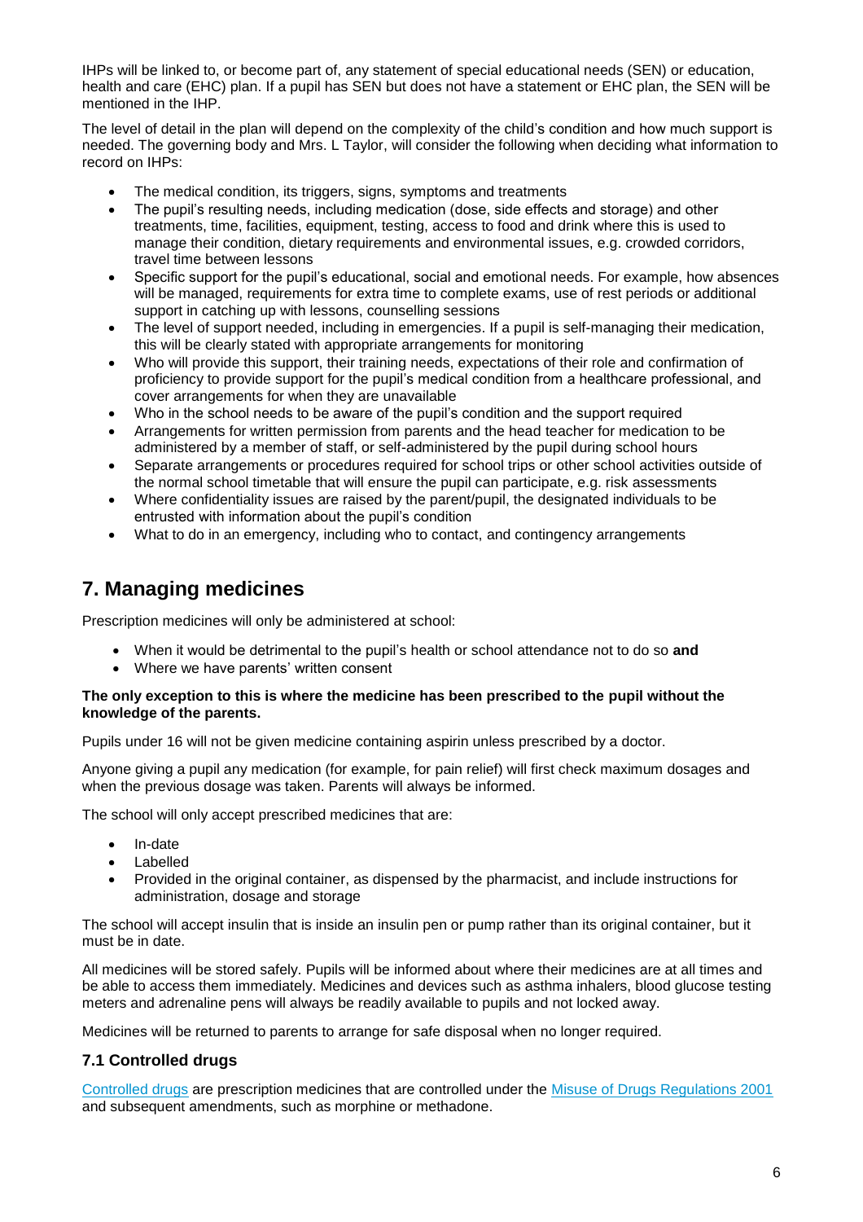IHPs will be linked to, or become part of, any statement of special educational needs (SEN) or education, health and care (EHC) plan. If a pupil has SEN but does not have a statement or EHC plan, the SEN will be mentioned in the IHP.

The level of detail in the plan will depend on the complexity of the child's condition and how much support is needed. The governing body and Mrs. L Taylor, will consider the following when deciding what information to record on IHPs:

- The medical condition, its triggers, signs, symptoms and treatments
- The pupil's resulting needs, including medication (dose, side effects and storage) and other treatments, time, facilities, equipment, testing, access to food and drink where this is used to manage their condition, dietary requirements and environmental issues, e.g. crowded corridors, travel time between lessons
- Specific support for the pupil's educational, social and emotional needs. For example, how absences will be managed, requirements for extra time to complete exams, use of rest periods or additional support in catching up with lessons, counselling sessions
- The level of support needed, including in emergencies. If a pupil is self-managing their medication, this will be clearly stated with appropriate arrangements for monitoring
- Who will provide this support, their training needs, expectations of their role and confirmation of proficiency to provide support for the pupil's medical condition from a healthcare professional, and cover arrangements for when they are unavailable
- Who in the school needs to be aware of the pupil's condition and the support required
- Arrangements for written permission from parents and the head teacher for medication to be administered by a member of staff, or self-administered by the pupil during school hours
- Separate arrangements or procedures required for school trips or other school activities outside of the normal school timetable that will ensure the pupil can participate, e.g. risk assessments
- Where confidentiality issues are raised by the parent/pupil, the designated individuals to be entrusted with information about the pupil's condition
- What to do in an emergency, including who to contact, and contingency arrangements

## 7. Managing medicines

Prescription medicines will only be administered at school:

- When it would be detrimental to the pupil's health or school attendance not to do so **and**
- Where we have parents' written consent

**The only exception to this is where the medicine has been prescribed to the pupil without the knowledge of the parents.**

Pupils under 16 will not be given medicine containing aspirin unless prescribed by a doctor.

Anyone giving a pupil any medication (for example, for pain relief) will first check maximum dosages and when the previous dosage was taken. Parents will always be informed.

The school will only accept prescribed medicines that are:

- In-date
- Labelled
- Provided in the original container, as dispensed by the pharmacist, and include instructions for administration, dosage and storage

The school will accept insulin that is inside an insulin pen or pump rather than its original container, but it must be in date.

All medicines will be stored safely. Pupils will be informed about where their medicines are at all times and be able to access them immediately. Medicines and devices such as asthma inhalers, blood glucose testing meters and adrenaline pens will always be readily available to pupils and not locked away.

Medicines will be returned to parents to arrange for safe disposal when no longer required.

### 7.1 Controlled drugs

Controlled drugs are prescription medicines that are controlled under the Misuse of Drugs Regulations 2001 and subsequent amendments, such as morphine or methadone.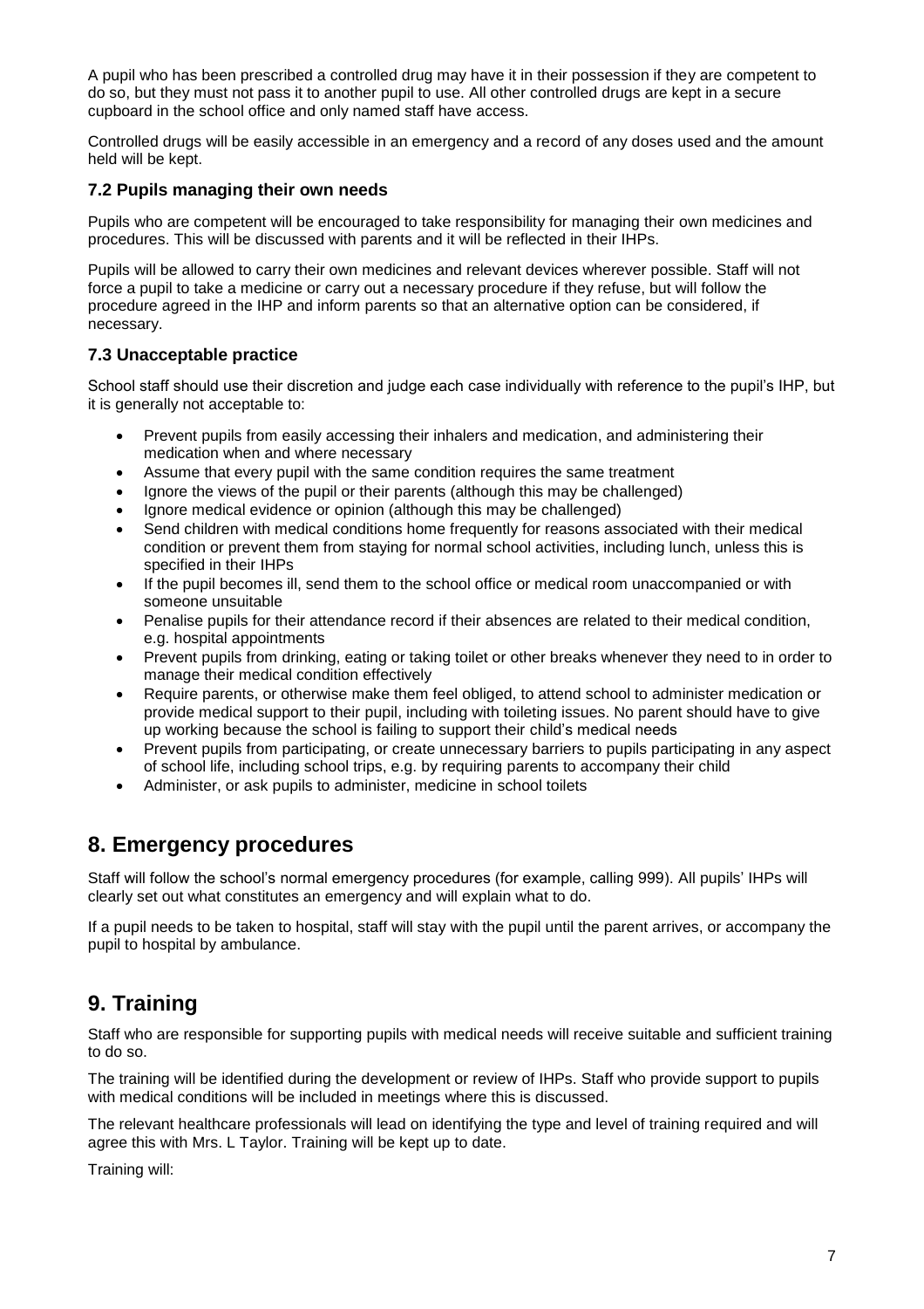A pupil who has been prescribed a controlled drug may have it in their possession if they are competent to do so, but they must not pass it to another pupil to use. All other controlled drugs are kept in a secure cupboard in the school office and only named staff have access.

Controlled drugs will be easily accessible in an emergency and a record of any doses used and the amount held will be kept.

### 7.2 Pupils managing their own needs

Pupils who are competent will be encouraged to take responsibility for managing their own medicines and procedures. This will be discussed with parents and it will be reflected in their IHPs.

Pupils will be allowed to carry their own medicines and relevant devices wherever possible. Staff will not force a pupil to take a medicine or carry out a necessary procedure if they refuse, but will follow the procedure agreed in the IHP and inform parents so that an alternative option can be considered, if necessary.

### 7.3 Unacceptable practice

School staff should use their discretion and judge each case individually with reference to the pupil's IHP, but it is generally not acceptable to:

- Prevent pupils from easily accessing their inhalers and medication, and administering their medication when and where necessary
- Assume that every pupil with the same condition requires the same treatment
- Ignore the views of the pupil or their parents (although this may be challenged)
- Ignore medical evidence or opinion (although this may be challenged)
- Send children with medical conditions home frequently for reasons associated with their medical condition or prevent them from staying for normal school activities, including lunch, unless this is specified in their IHPs
- If the pupil becomes ill, send them to the school office or medical room unaccompanied or with someone unsuitable
- Penalise pupils for their attendance record if their absences are related to their medical condition, e.g. hospital appointments
- Prevent pupils from drinking, eating or taking toilet or other breaks whenever they need to in order to manage their medical condition effectively
- Require parents, or otherwise make them feel obliged, to attend school to administer medication or provide medical support to their pupil, including with toileting issues. No parent should have to give up working because the school is failing to support their child's medical needs
- Prevent pupils from participating, or create unnecessary barriers to pupils participating in any aspect of school life, including school trips, e.g. by requiring parents to accompany their child
- Administer, or ask pupils to administer, medicine in school toilets

## 8. Emergency procedures

Staff will follow the school's normal emergency procedures (for example, calling 999). All pupils' IHPs will clearly set out what constitutes an emergency and will explain what to do.

If a pupil needs to be taken to hospital, staff will stay with the pupil until the parent arrives, or accompany the pupil to hospital by ambulance.

## 9. Training

Staff who are responsible for supporting pupils with medical needs will receive suitable and sufficient training to do so.

The training will be identified during the development or review of IHPs. Staff who provide support to pupils with medical conditions will be included in meetings where this is discussed.

The relevant healthcare professionals will lead on identifying the type and level of training required and will agree this with Mrs. L Taylor. Training will be kept up to date.

Training will: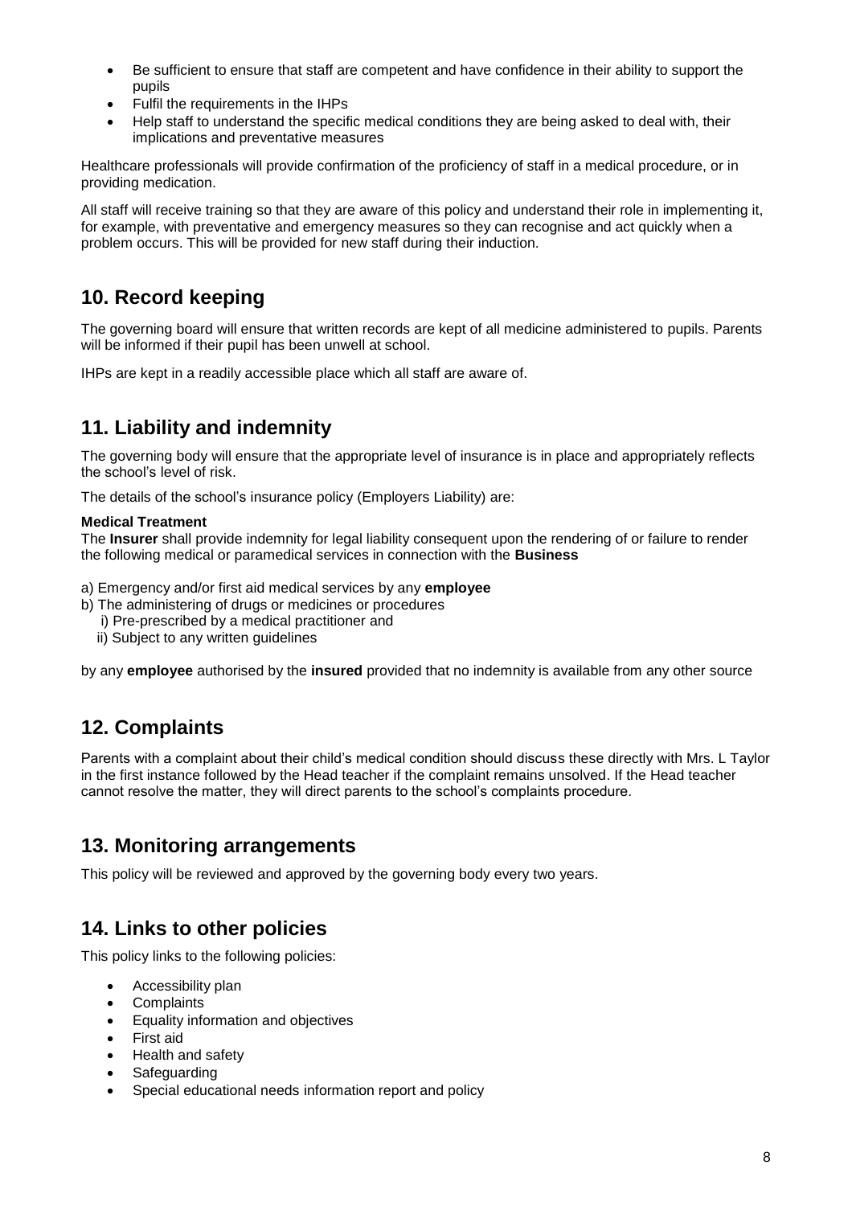- Be sufficient to ensure that staff are competent and have confidence in their ability to support the pupils
- Fulfil the requirements in the IHPs
- Help staff to understand the specific medical conditions they are being asked to deal with, their implications and preventative measures

Healthcare professionals will provide confirmation of the proficiency of staff in a medical procedure, or in providing medication.

All staff will receive training so that they are aware of this policy and understand their role in implementing it, for example, with preventative and emergency measures so they can recognise and act quickly when a problem occurs. This will be provided for new staff during their induction.

## 10. Record keeping

The governing board will ensure that written records are kept of all medicine administered to pupils. Parents will be informed if their pupil has been unwell at school.

IHPs are kept in a readily accessible place which all staff are aware of.

## 11. Liability and indemnity

The governing body will ensure that the appropriate level of insurance is in place and appropriately reflects the school's level of risk.

The details of the school's insurance policy (Employers Liability) are:

**Medical Treatment**
The **Insurer** shall provide indemnity for legal liability consequent upon the rendering of or failure to render the following medical or paramedical services in connection with the **Business**

a) Emergency and/or first aid medical services by any **employee**
b) The administering of drugs or medicines or procedures
  i) Pre-prescribed by a medical practitioner and
  ii) Subject to any written guidelines

by any **employee** authorised by the **insured** provided that no indemnity is available from any other source

## 12. Complaints

Parents with a complaint about their child's medical condition should discuss these directly with Mrs. L Taylor in the first instance followed by the Head teacher if the complaint remains unsolved. If the Head teacher cannot resolve the matter, they will direct parents to the school's complaints procedure.

## 13. Monitoring arrangements

This policy will be reviewed and approved by the governing body every two years.

## 14. Links to other policies

This policy links to the following policies:

- Accessibility plan
- Complaints
- Equality information and objectives
- First aid
- Health and safety
- Safeguarding
- Special educational needs information report and policy